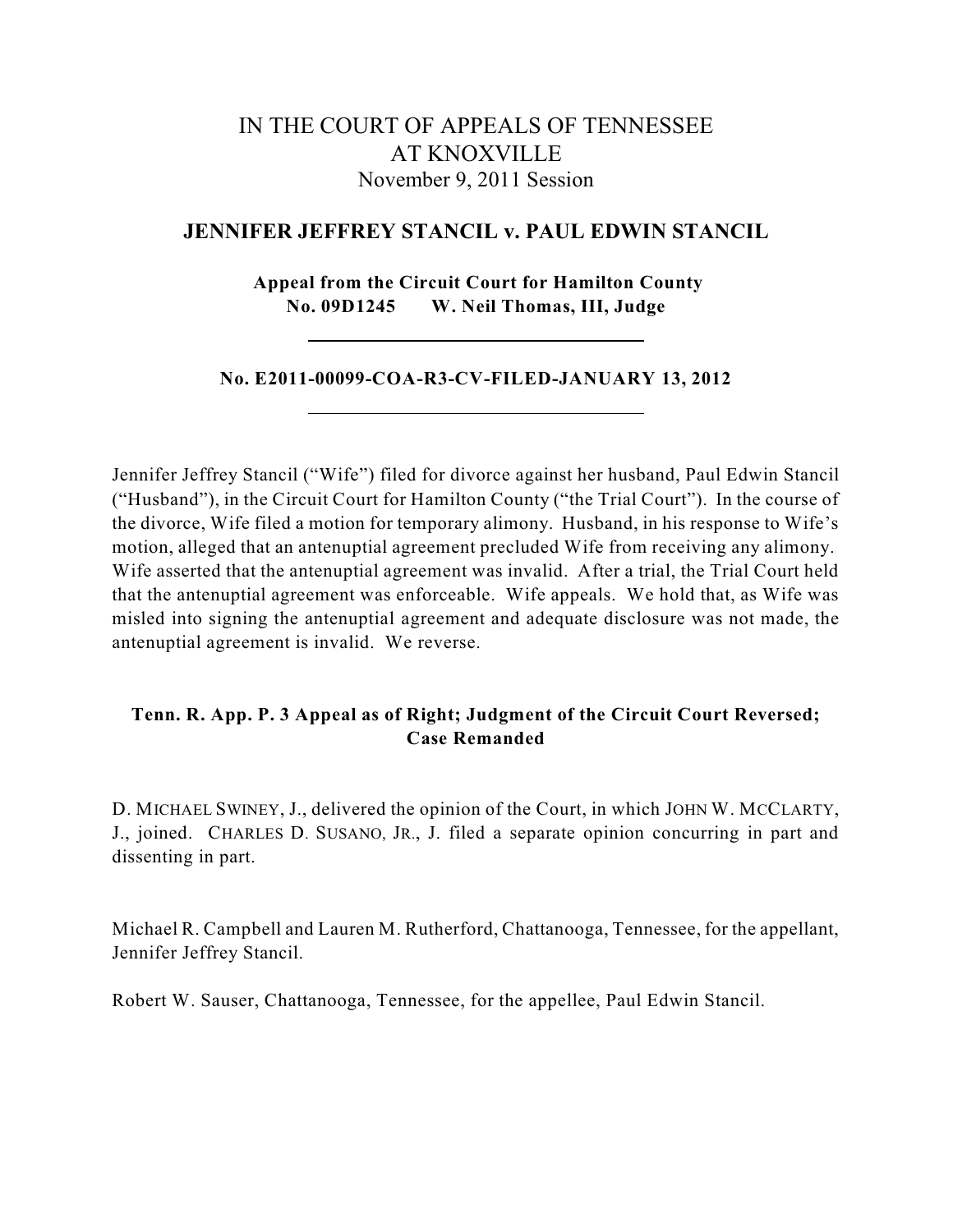# IN THE COURT OF APPEALS OF TENNESSEE
# AT KNOXVILLE

November 9, 2011 Session

## JENNIFER JEFFREY STANCIL v. PAUL EDWIN STANCIL

**Appeal from the Circuit Court for Hamilton County**
**No. 09D1245 W. Neil Thomas, III, Judge**

---

**No. E2011-00099-COA-R3-CV-FILED-JANUARY 13, 2012**

---

Jennifer Jeffrey Stancil ("Wife") filed for divorce against her husband, Paul Edwin Stancil ("Husband"), in the Circuit Court for Hamilton County ("the Trial Court"). In the course of the divorce, Wife filed a motion for temporary alimony. Husband, in his response to Wife's motion, alleged that an antenuptial agreement precluded Wife from receiving any alimony. Wife asserted that the antenuptial agreement was invalid. After a trial, the Trial Court held that the antenuptial agreement was enforceable. Wife appeals. We hold that, as Wife was misled into signing the antenuptial agreement and adequate disclosure was not made, the antenuptial agreement is invalid. We reverse.

**Tenn. R. App. P. 3 Appeal as of Right; Judgment of the Circuit Court Reversed; Case Remanded**

D. MICHAEL SWINEY, J., delivered the opinion of the Court, in which JOHN W. MCCLARTY, J., joined. CHARLES D. SUSANO, JR., J. filed a separate opinion concurring in part and dissenting in part.

Michael R. Campbell and Lauren M. Rutherford, Chattanooga, Tennessee, for the appellant, Jennifer Jeffrey Stancil.

Robert W. Sauser, Chattanooga, Tennessee, for the appellee, Paul Edwin Stancil.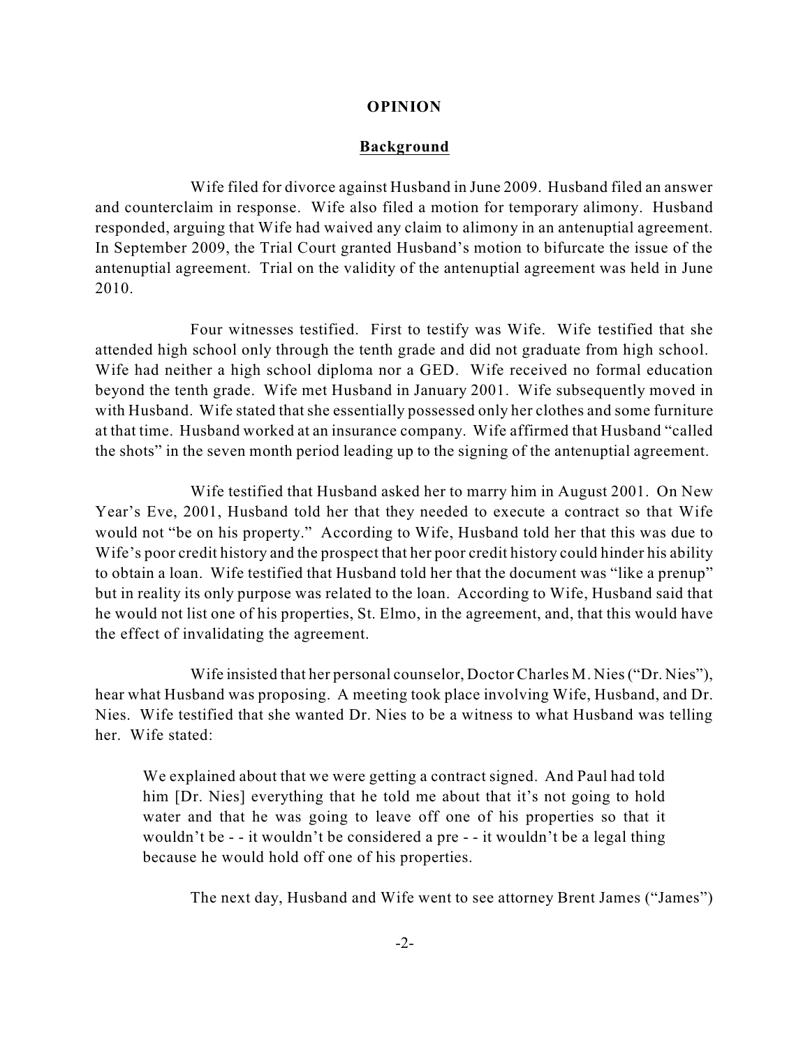## OPINION

### Background

Wife filed for divorce against Husband in June 2009. Husband filed an answer and counterclaim in response. Wife also filed a motion for temporary alimony. Husband responded, arguing that Wife had waived any claim to alimony in an antenuptial agreement. In September 2009, the Trial Court granted Husband's motion to bifurcate the issue of the antenuptial agreement. Trial on the validity of the antenuptial agreement was held in June 2010.

Four witnesses testified. First to testify was Wife. Wife testified that she attended high school only through the tenth grade and did not graduate from high school. Wife had neither a high school diploma nor a GED. Wife received no formal education beyond the tenth grade. Wife met Husband in January 2001. Wife subsequently moved in with Husband. Wife stated that she essentially possessed only her clothes and some furniture at that time. Husband worked at an insurance company. Wife affirmed that Husband "called the shots" in the seven month period leading up to the signing of the antenuptial agreement.

Wife testified that Husband asked her to marry him in August 2001. On New Year's Eve, 2001, Husband told her that they needed to execute a contract so that Wife would not "be on his property." According to Wife, Husband told her that this was due to Wife's poor credit history and the prospect that her poor credit history could hinder his ability to obtain a loan. Wife testified that Husband told her that the document was "like a prenup" but in reality its only purpose was related to the loan. According to Wife, Husband said that he would not list one of his properties, St. Elmo, in the agreement, and, that this would have the effect of invalidating the agreement.

Wife insisted that her personal counselor, Doctor Charles M. Nies ("Dr. Nies"), hear what Husband was proposing. A meeting took place involving Wife, Husband, and Dr. Nies. Wife testified that she wanted Dr. Nies to be a witness to what Husband was telling her. Wife stated:

> We explained about that we were getting a contract signed. And Paul had told him [Dr. Nies] everything that he told me about that it's not going to hold water and that he was going to leave off one of his properties so that it wouldn't be - - it wouldn't be considered a pre - - it wouldn't be a legal thing because he would hold off one of his properties.

The next day, Husband and Wife went to see attorney Brent James ("James")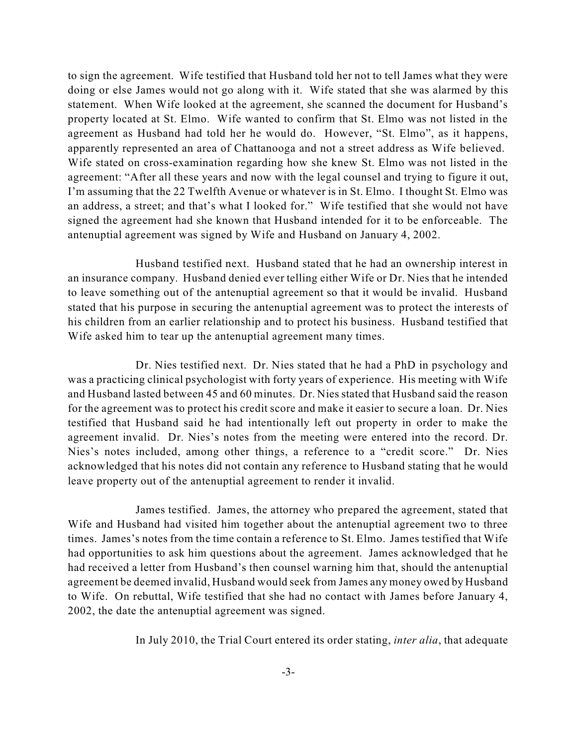to sign the agreement. Wife testified that Husband told her not to tell James what they were doing or else James would not go along with it. Wife stated that she was alarmed by this statement. When Wife looked at the agreement, she scanned the document for Husband's property located at St. Elmo. Wife wanted to confirm that St. Elmo was not listed in the agreement as Husband had told her he would do. However, "St. Elmo", as it happens, apparently represented an area of Chattanooga and not a street address as Wife believed. Wife stated on cross-examination regarding how she knew St. Elmo was not listed in the agreement: "After all these years and now with the legal counsel and trying to figure it out, I'm assuming that the 22 Twelfth Avenue or whatever is in St. Elmo. I thought St. Elmo was an address, a street; and that's what I looked for." Wife testified that she would not have signed the agreement had she known that Husband intended for it to be enforceable. The antenuptial agreement was signed by Wife and Husband on January 4, 2002.

Husband testified next. Husband stated that he had an ownership interest in an insurance company. Husband denied ever telling either Wife or Dr. Nies that he intended to leave something out of the antenuptial agreement so that it would be invalid. Husband stated that his purpose in securing the antenuptial agreement was to protect the interests of his children from an earlier relationship and to protect his business. Husband testified that Wife asked him to tear up the antenuptial agreement many times.

Dr. Nies testified next. Dr. Nies stated that he had a PhD in psychology and was a practicing clinical psychologist with forty years of experience. His meeting with Wife and Husband lasted between 45 and 60 minutes. Dr. Nies stated that Husband said the reason for the agreement was to protect his credit score and make it easier to secure a loan. Dr. Nies testified that Husband said he had intentionally left out property in order to make the agreement invalid. Dr. Nies's notes from the meeting were entered into the record. Dr. Nies's notes included, among other things, a reference to a "credit score." Dr. Nies acknowledged that his notes did not contain any reference to Husband stating that he would leave property out of the antenuptial agreement to render it invalid.

James testified. James, the attorney who prepared the agreement, stated that Wife and Husband had visited him together about the antenuptial agreement two to three times. James's notes from the time contain a reference to St. Elmo. James testified that Wife had opportunities to ask him questions about the agreement. James acknowledged that he had received a letter from Husband's then counsel warning him that, should the antenuptial agreement be deemed invalid, Husband would seek from James any money owed by Husband to Wife. On rebuttal, Wife testified that she had no contact with James before January 4, 2002, the date the antenuptial agreement was signed.

In July 2010, the Trial Court entered its order stating, *inter alia*, that adequate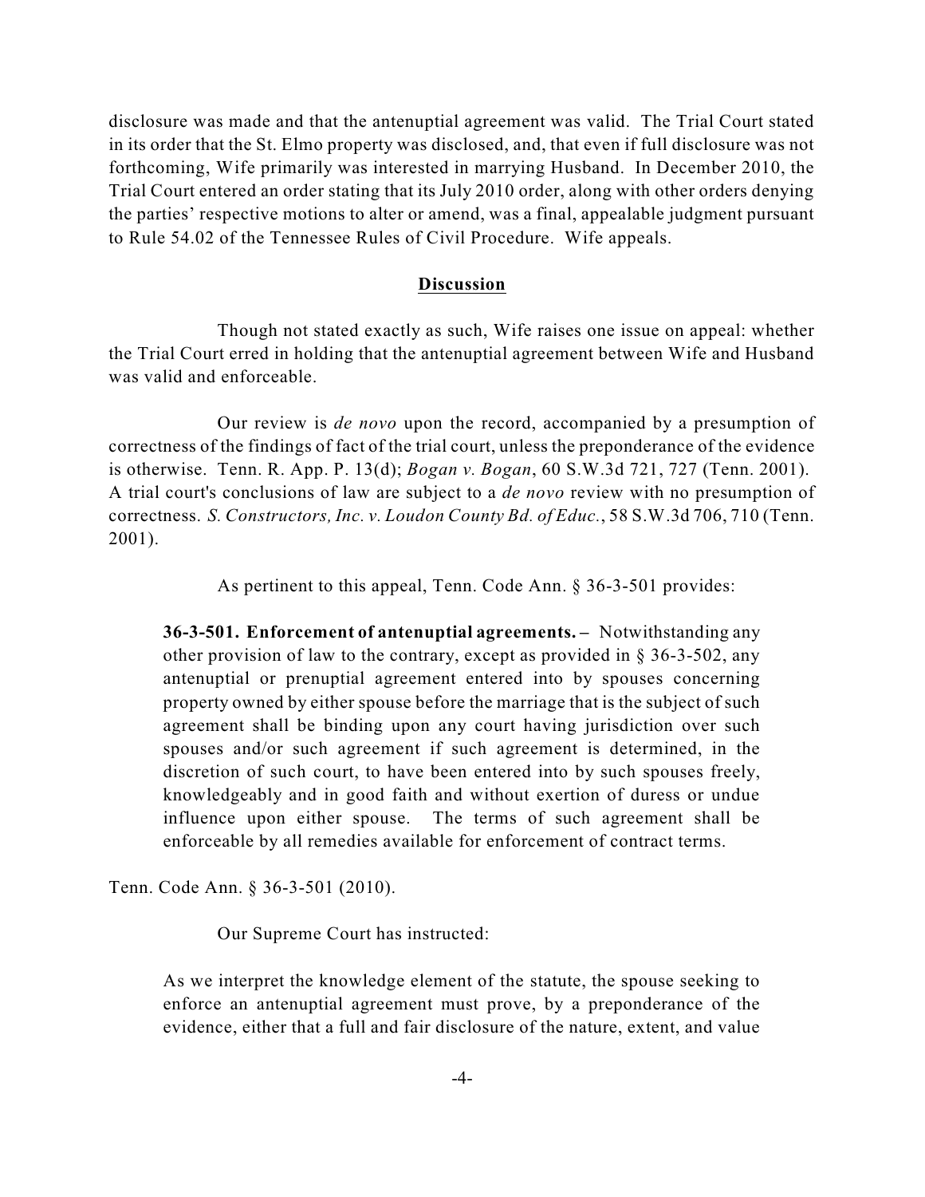disclosure was made and that the antenuptial agreement was valid. The Trial Court stated in its order that the St. Elmo property was disclosed, and, that even if full disclosure was not forthcoming, Wife primarily was interested in marrying Husband. In December 2010, the Trial Court entered an order stating that its July 2010 order, along with other orders denying the parties' respective motions to alter or amend, was a final, appealable judgment pursuant to Rule 54.02 of the Tennessee Rules of Civil Procedure. Wife appeals.

## Discussion

Though not stated exactly as such, Wife raises one issue on appeal: whether the Trial Court erred in holding that the antenuptial agreement between Wife and Husband was valid and enforceable.

Our review is *de novo* upon the record, accompanied by a presumption of correctness of the findings of fact of the trial court, unless the preponderance of the evidence is otherwise. Tenn. R. App. P. 13(d); *Bogan v. Bogan*, 60 S.W.3d 721, 727 (Tenn. 2001). A trial court's conclusions of law are subject to a *de novo* review with no presumption of correctness. *S. Constructors, Inc. v. Loudon County Bd. of Educ.*, 58 S.W.3d 706, 710 (Tenn. 2001).

As pertinent to this appeal, Tenn. Code Ann. § 36-3-501 provides:

> **36-3-501. Enforcement of antenuptial agreements. –** Notwithstanding any other provision of law to the contrary, except as provided in § 36-3-502, any antenuptial or prenuptial agreement entered into by spouses concerning property owned by either spouse before the marriage that is the subject of such agreement shall be binding upon any court having jurisdiction over such spouses and/or such agreement if such agreement is determined, in the discretion of such court, to have been entered into by such spouses freely, knowledgeably and in good faith and without exertion of duress or undue influence upon either spouse. The terms of such agreement shall be enforceable by all remedies available for enforcement of contract terms.

Tenn. Code Ann. § 36-3-501 (2010).

Our Supreme Court has instructed:

> As we interpret the knowledge element of the statute, the spouse seeking to enforce an antenuptial agreement must prove, by a preponderance of the evidence, either that a full and fair disclosure of the nature, extent, and value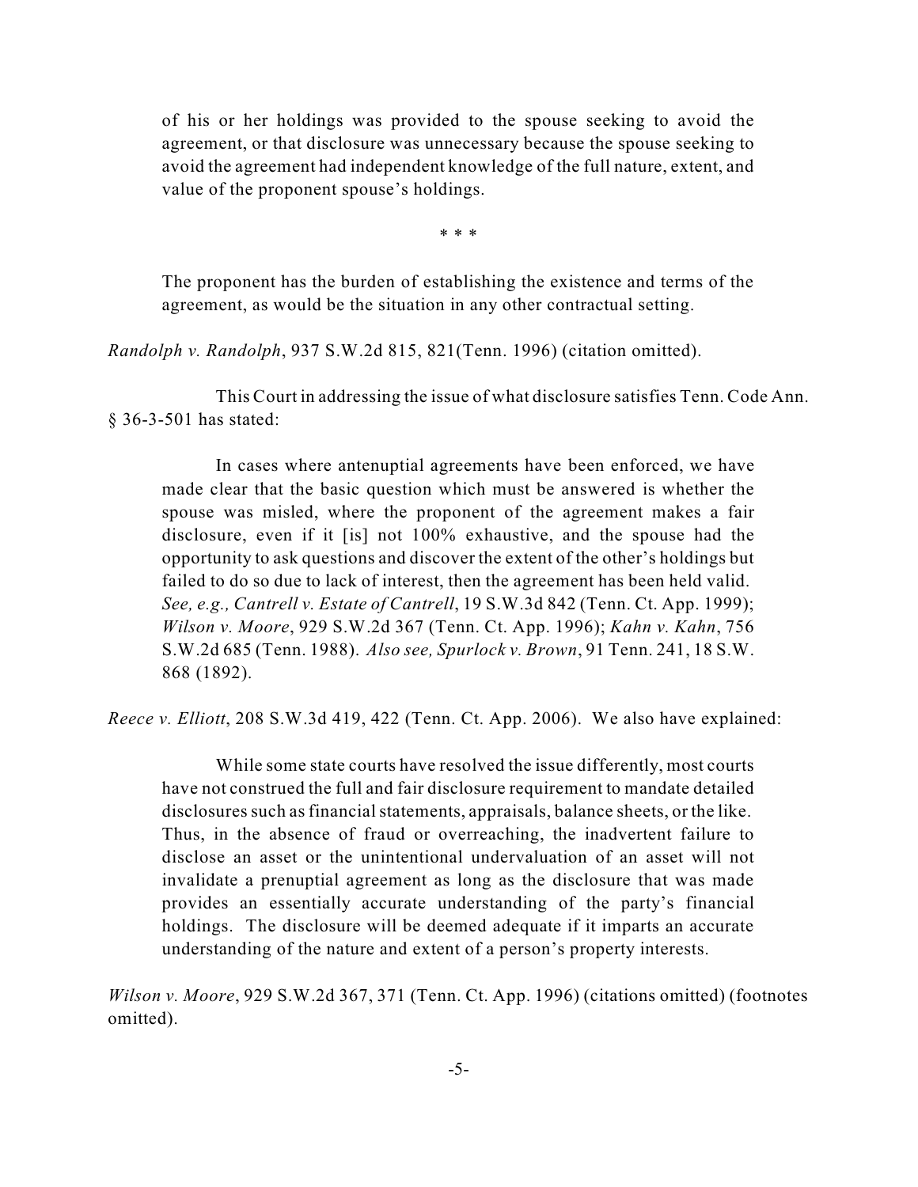> of his or her holdings was provided to the spouse seeking to avoid the agreement, or that disclosure was unnecessary because the spouse seeking to avoid the agreement had independent knowledge of the full nature, extent, and value of the proponent spouse's holdings.
>
> \* \* \*
>
> The proponent has the burden of establishing the existence and terms of the agreement, as would be the situation in any other contractual setting.

*Randolph v. Randolph*, 937 S.W.2d 815, 821(Tenn. 1996) (citation omitted).

This Court in addressing the issue of what disclosure satisfies Tenn. Code Ann. § 36-3-501 has stated:

> In cases where antenuptial agreements have been enforced, we have made clear that the basic question which must be answered is whether the spouse was misled, where the proponent of the agreement makes a fair disclosure, even if it [is] not 100% exhaustive, and the spouse had the opportunity to ask questions and discover the extent of the other's holdings but failed to do so due to lack of interest, then the agreement has been held valid. *See, e.g., Cantrell v. Estate of Cantrell*, 19 S.W.3d 842 (Tenn. Ct. App. 1999); *Wilson v. Moore*, 929 S.W.2d 367 (Tenn. Ct. App. 1996); *Kahn v. Kahn*, 756 S.W.2d 685 (Tenn. 1988). *Also see, Spurlock v. Brown*, 91 Tenn. 241, 18 S.W. 868 (1892).

*Reece v. Elliott*, 208 S.W.3d 419, 422 (Tenn. Ct. App. 2006). We also have explained:

> While some state courts have resolved the issue differently, most courts have not construed the full and fair disclosure requirement to mandate detailed disclosures such as financial statements, appraisals, balance sheets, or the like. Thus, in the absence of fraud or overreaching, the inadvertent failure to disclose an asset or the unintentional undervaluation of an asset will not invalidate a prenuptial agreement as long as the disclosure that was made provides an essentially accurate understanding of the party's financial holdings. The disclosure will be deemed adequate if it imparts an accurate understanding of the nature and extent of a person's property interests.

*Wilson v. Moore*, 929 S.W.2d 367, 371 (Tenn. Ct. App. 1996) (citations omitted) (footnotes omitted).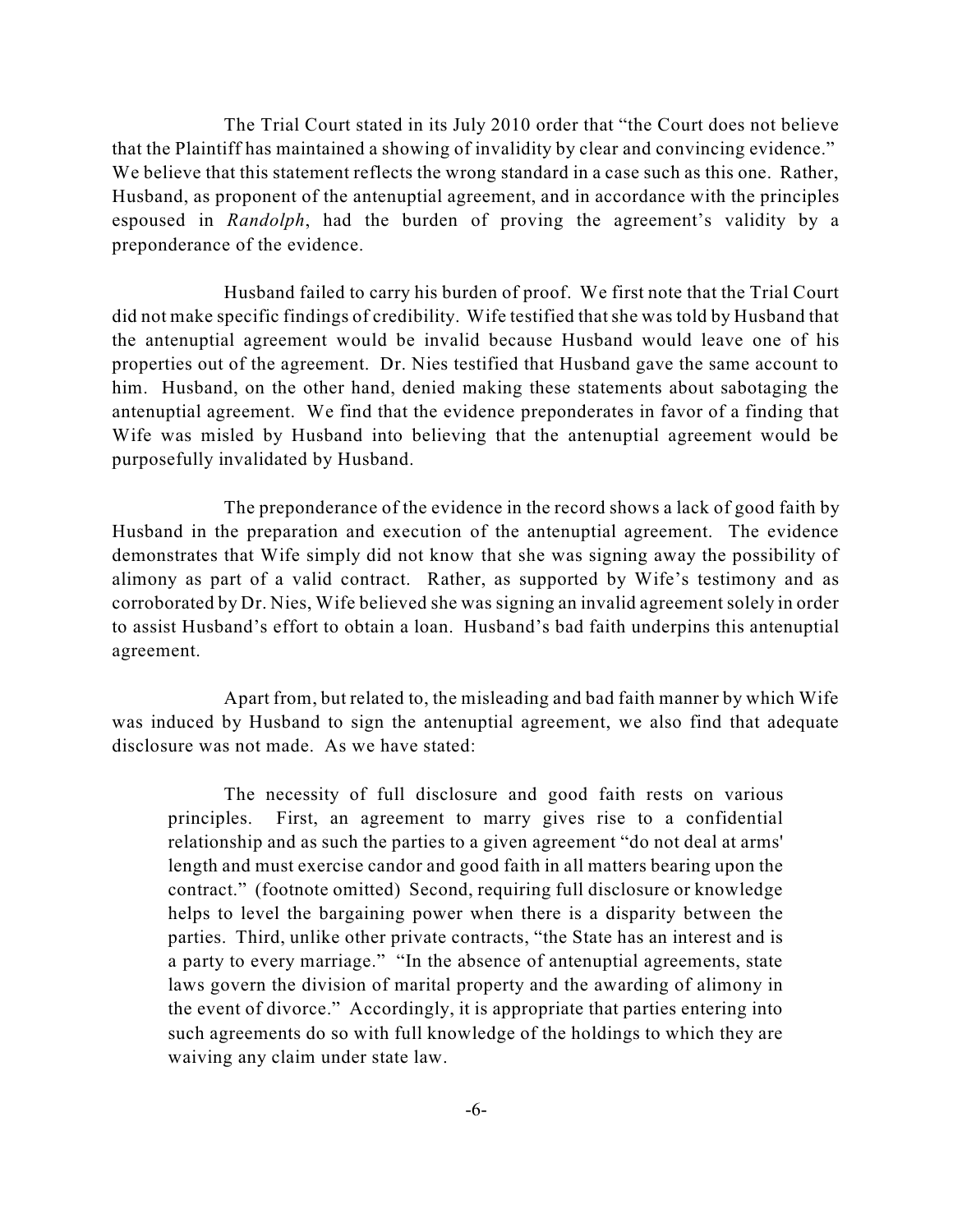The Trial Court stated in its July 2010 order that "the Court does not believe that the Plaintiff has maintained a showing of invalidity by clear and convincing evidence." We believe that this statement reflects the wrong standard in a case such as this one. Rather, Husband, as proponent of the antenuptial agreement, and in accordance with the principles espoused in *Randolph*, had the burden of proving the agreement's validity by a preponderance of the evidence.

Husband failed to carry his burden of proof. We first note that the Trial Court did not make specific findings of credibility. Wife testified that she was told by Husband that the antenuptial agreement would be invalid because Husband would leave one of his properties out of the agreement. Dr. Nies testified that Husband gave the same account to him. Husband, on the other hand, denied making these statements about sabotaging the antenuptial agreement. We find that the evidence preponderates in favor of a finding that Wife was misled by Husband into believing that the antenuptial agreement would be purposefully invalidated by Husband.

The preponderance of the evidence in the record shows a lack of good faith by Husband in the preparation and execution of the antenuptial agreement. The evidence demonstrates that Wife simply did not know that she was signing away the possibility of alimony as part of a valid contract. Rather, as supported by Wife's testimony and as corroborated by Dr. Nies, Wife believed she was signing an invalid agreement solely in order to assist Husband's effort to obtain a loan. Husband's bad faith underpins this antenuptial agreement.

Apart from, but related to, the misleading and bad faith manner by which Wife was induced by Husband to sign the antenuptial agreement, we also find that adequate disclosure was not made. As we have stated:

> The necessity of full disclosure and good faith rests on various principles. First, an agreement to marry gives rise to a confidential relationship and as such the parties to a given agreement "do not deal at arms' length and must exercise candor and good faith in all matters bearing upon the contract." (footnote omitted) Second, requiring full disclosure or knowledge helps to level the bargaining power when there is a disparity between the parties. Third, unlike other private contracts, "the State has an interest and is a party to every marriage." "In the absence of antenuptial agreements, state laws govern the division of marital property and the awarding of alimony in the event of divorce." Accordingly, it is appropriate that parties entering into such agreements do so with full knowledge of the holdings to which they are waiving any claim under state law.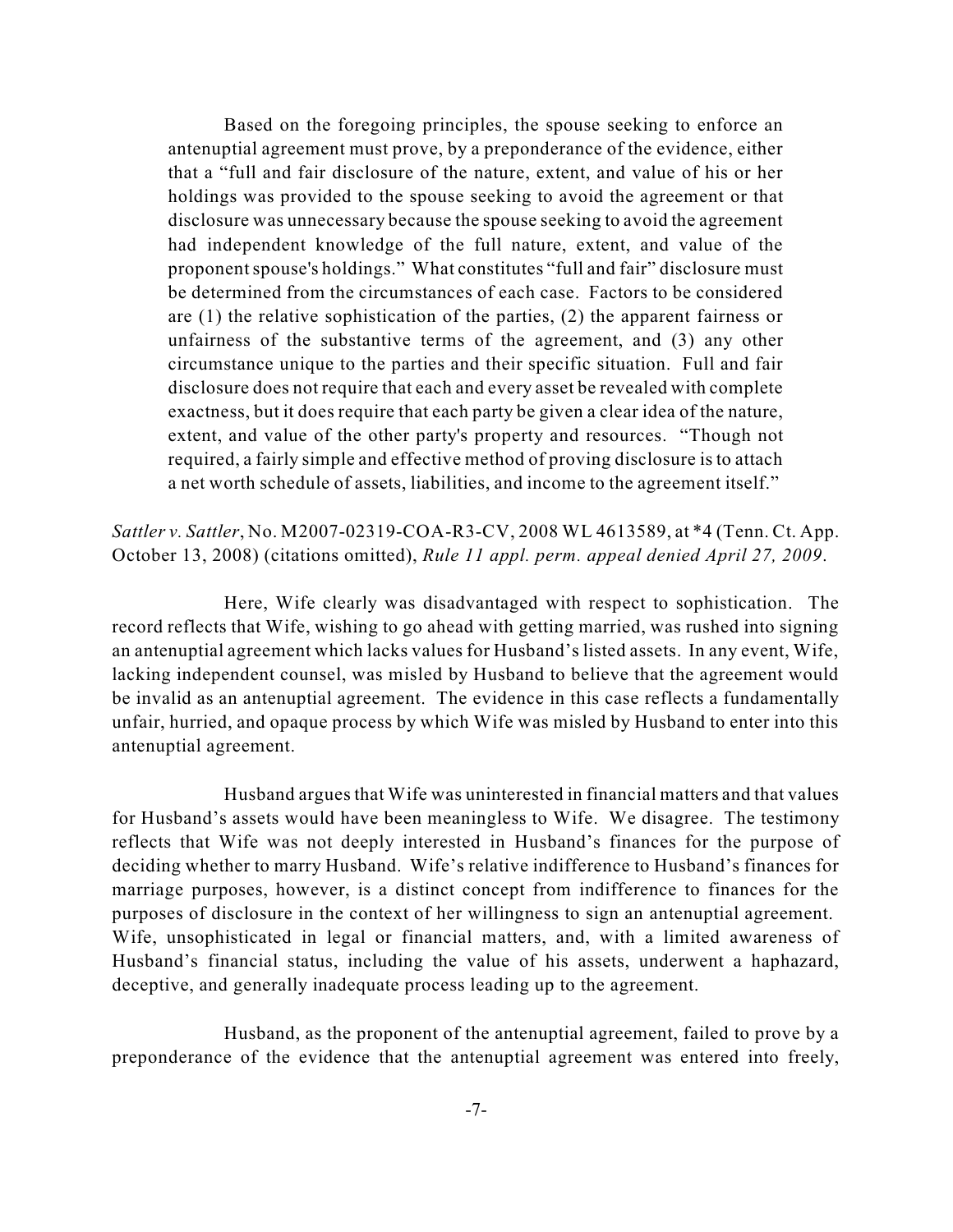> Based on the foregoing principles, the spouse seeking to enforce an antenuptial agreement must prove, by a preponderance of the evidence, either that a "full and fair disclosure of the nature, extent, and value of his or her holdings was provided to the spouse seeking to avoid the agreement or that disclosure was unnecessary because the spouse seeking to avoid the agreement had independent knowledge of the full nature, extent, and value of the proponent spouse's holdings." What constitutes "full and fair" disclosure must be determined from the circumstances of each case. Factors to be considered are (1) the relative sophistication of the parties, (2) the apparent fairness or unfairness of the substantive terms of the agreement, and (3) any other circumstance unique to the parties and their specific situation. Full and fair disclosure does not require that each and every asset be revealed with complete exactness, but it does require that each party be given a clear idea of the nature, extent, and value of the other party's property and resources. "Though not required, a fairly simple and effective method of proving disclosure is to attach a net worth schedule of assets, liabilities, and income to the agreement itself."

*Sattler v. Sattler*, No. M2007-02319-COA-R3-CV, 2008 WL 4613589, at *4 (Tenn. Ct. App. October 13, 2008) (citations omitted), *Rule 11 appl. perm. appeal denied April 27, 2009*.

Here, Wife clearly was disadvantaged with respect to sophistication. The record reflects that Wife, wishing to go ahead with getting married, was rushed into signing an antenuptial agreement which lacks values for Husband's listed assets. In any event, Wife, lacking independent counsel, was misled by Husband to believe that the agreement would be invalid as an antenuptial agreement. The evidence in this case reflects a fundamentally unfair, hurried, and opaque process by which Wife was misled by Husband to enter into this antenuptial agreement.

Husband argues that Wife was uninterested in financial matters and that values for Husband's assets would have been meaningless to Wife. We disagree. The testimony reflects that Wife was not deeply interested in Husband's finances for the purpose of deciding whether to marry Husband. Wife's relative indifference to Husband's finances for marriage purposes, however, is a distinct concept from indifference to finances for the purposes of disclosure in the context of her willingness to sign an antenuptial agreement. Wife, unsophisticated in legal or financial matters, and, with a limited awareness of Husband's financial status, including the value of his assets, underwent a haphazard, deceptive, and generally inadequate process leading up to the agreement.

Husband, as the proponent of the antenuptial agreement, failed to prove by a preponderance of the evidence that the antenuptial agreement was entered into freely,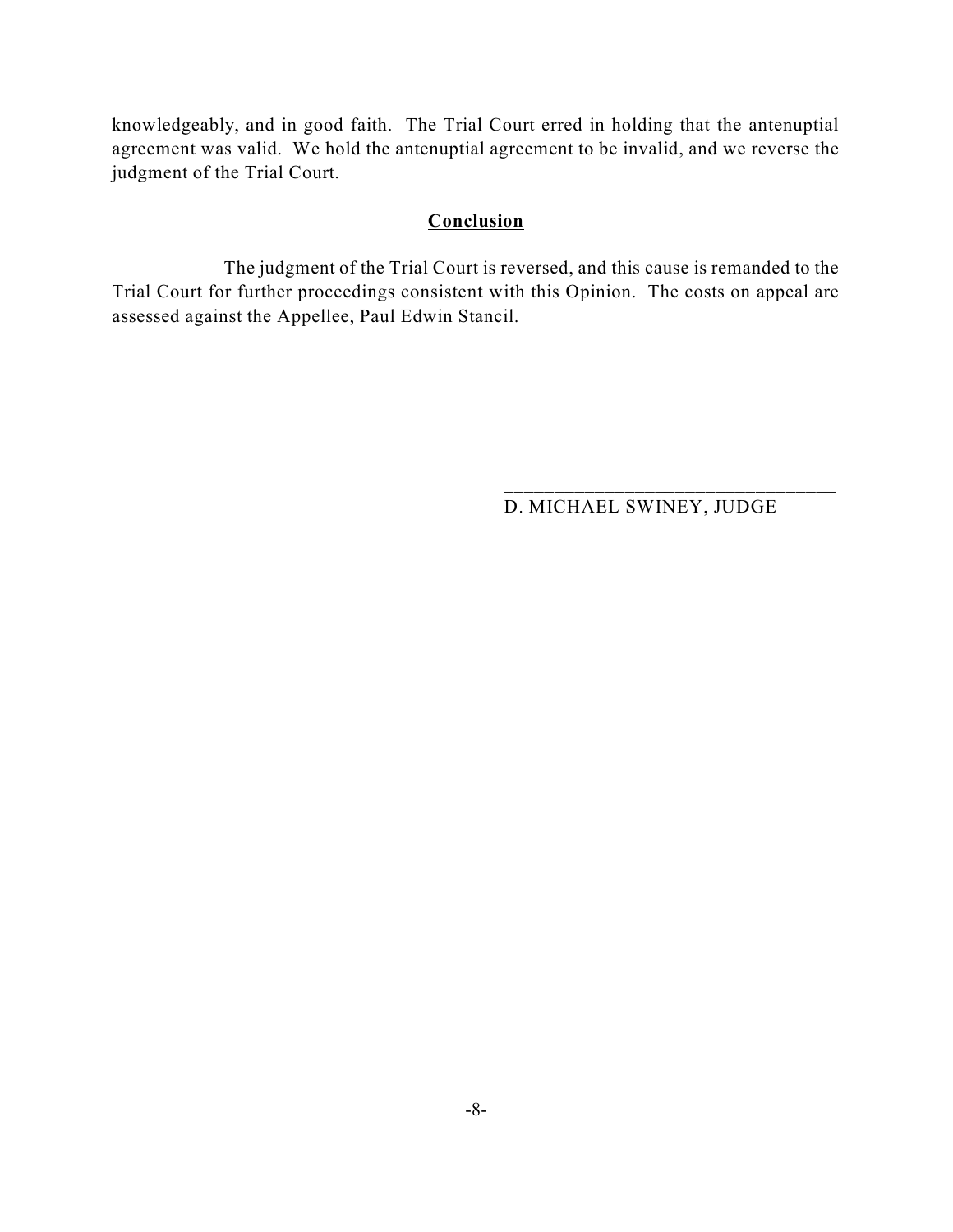knowledgeably, and in good faith. The Trial Court erred in holding that the antenuptial agreement was valid. We hold the antenuptial agreement to be invalid, and we reverse the judgment of the Trial Court.

## **Conclusion**

The judgment of the Trial Court is reversed, and this cause is remanded to the Trial Court for further proceedings consistent with this Opinion. The costs on appeal are assessed against the Appellee, Paul Edwin Stancil.

_________________________________

D. MICHAEL SWINEY, JUDGE